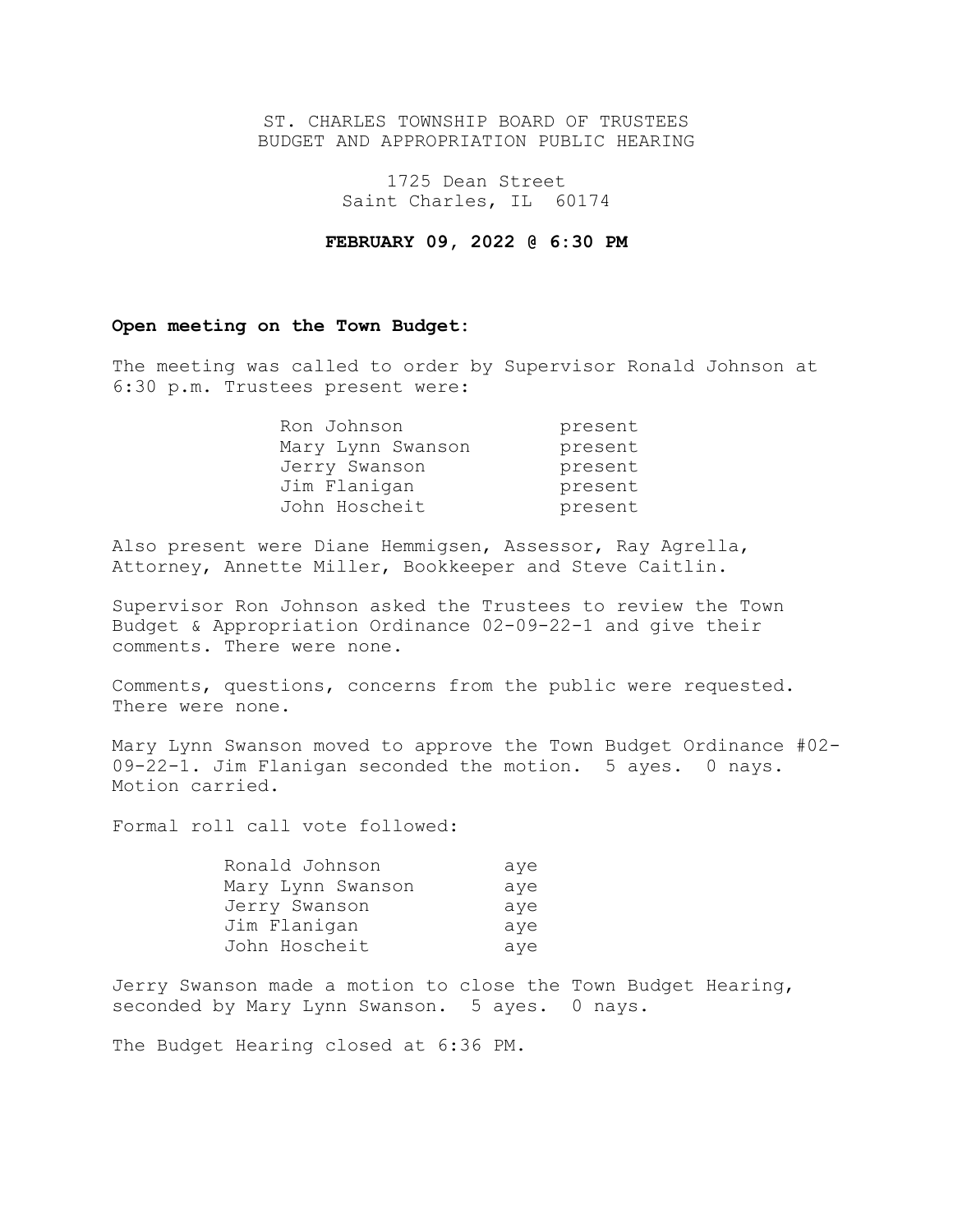ST. CHARLES TOWNSHIP BOARD OF TRUSTEES
BUDGET AND APPROPRIATION PUBLIC HEARING

1725 Dean Street
Saint Charles, IL 60174

**FEBRUARY 09, 2022 @ 6:30 PM**

**Open meeting on the Town Budget:**

The meeting was called to order by Supervisor Ronald Johnson at 6:30 p.m. Trustees present were:

| | |
|---|---|
| Ron Johnson | present |
| Mary Lynn Swanson | present |
| Jerry Swanson | present |
| Jim Flanigan | present |
| John Hoscheit | present |

Also present were Diane Hemmigsen, Assessor, Ray Agrella, Attorney, Annette Miller, Bookkeeper and Steve Caitlin.

Supervisor Ron Johnson asked the Trustees to review the Town Budget & Appropriation Ordinance 02-09-22-1 and give their comments. There were none.

Comments, questions, concerns from the public were requested. There were none.

Mary Lynn Swanson moved to approve the Town Budget Ordinance #02-09-22-1. Jim Flanigan seconded the motion. 5 ayes. 0 nays. Motion carried.

Formal roll call vote followed:

| | |
|---|---|
| Ronald Johnson | aye |
| Mary Lynn Swanson | aye |
| Jerry Swanson | aye |
| Jim Flanigan | aye |
| John Hoscheit | aye |

Jerry Swanson made a motion to close the Town Budget Hearing, seconded by Mary Lynn Swanson. 5 ayes. 0 nays.

The Budget Hearing closed at 6:36 PM.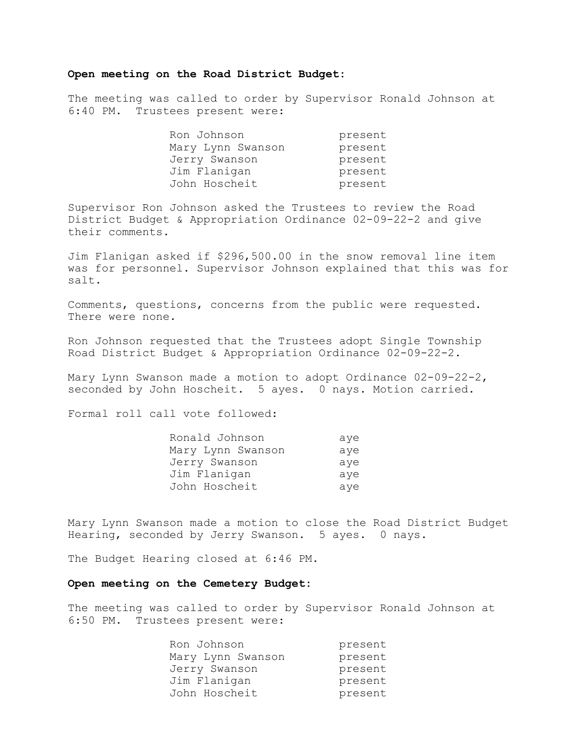**Open meeting on the Road District Budget**:

The meeting was called to order by Supervisor Ronald Johnson at 6:40 PM. Trustees present were:

| | |
|---|---|
| Ron Johnson | present |
| Mary Lynn Swanson | present |
| Jerry Swanson | present |
| Jim Flanigan | present |
| John Hoscheit | present |

Supervisor Ron Johnson asked the Trustees to review the Road District Budget & Appropriation Ordinance 02-09-22-2 and give their comments.

Jim Flanigan asked if $296,500.00 in the snow removal line item was for personnel. Supervisor Johnson explained that this was for salt.

Comments, questions, concerns from the public were requested. There were none.

Ron Johnson requested that the Trustees adopt Single Township Road District Budget & Appropriation Ordinance 02-09-22-2.

Mary Lynn Swanson made a motion to adopt Ordinance 02-09-22-2, seconded by John Hoscheit. 5 ayes. 0 nays. Motion carried.

Formal roll call vote followed:

| | |
|---|---|
| Ronald Johnson | aye |
| Mary Lynn Swanson | aye |
| Jerry Swanson | aye |
| Jim Flanigan | aye |
| John Hoscheit | aye |

Mary Lynn Swanson made a motion to close the Road District Budget Hearing, seconded by Jerry Swanson. 5 ayes. 0 nays.

The Budget Hearing closed at 6:46 PM.

**Open meeting on the Cemetery Budget**:

The meeting was called to order by Supervisor Ronald Johnson at 6:50 PM. Trustees present were:

| | |
|---|---|
| Ron Johnson | present |
| Mary Lynn Swanson | present |
| Jerry Swanson | present |
| Jim Flanigan | present |
| John Hoscheit | present |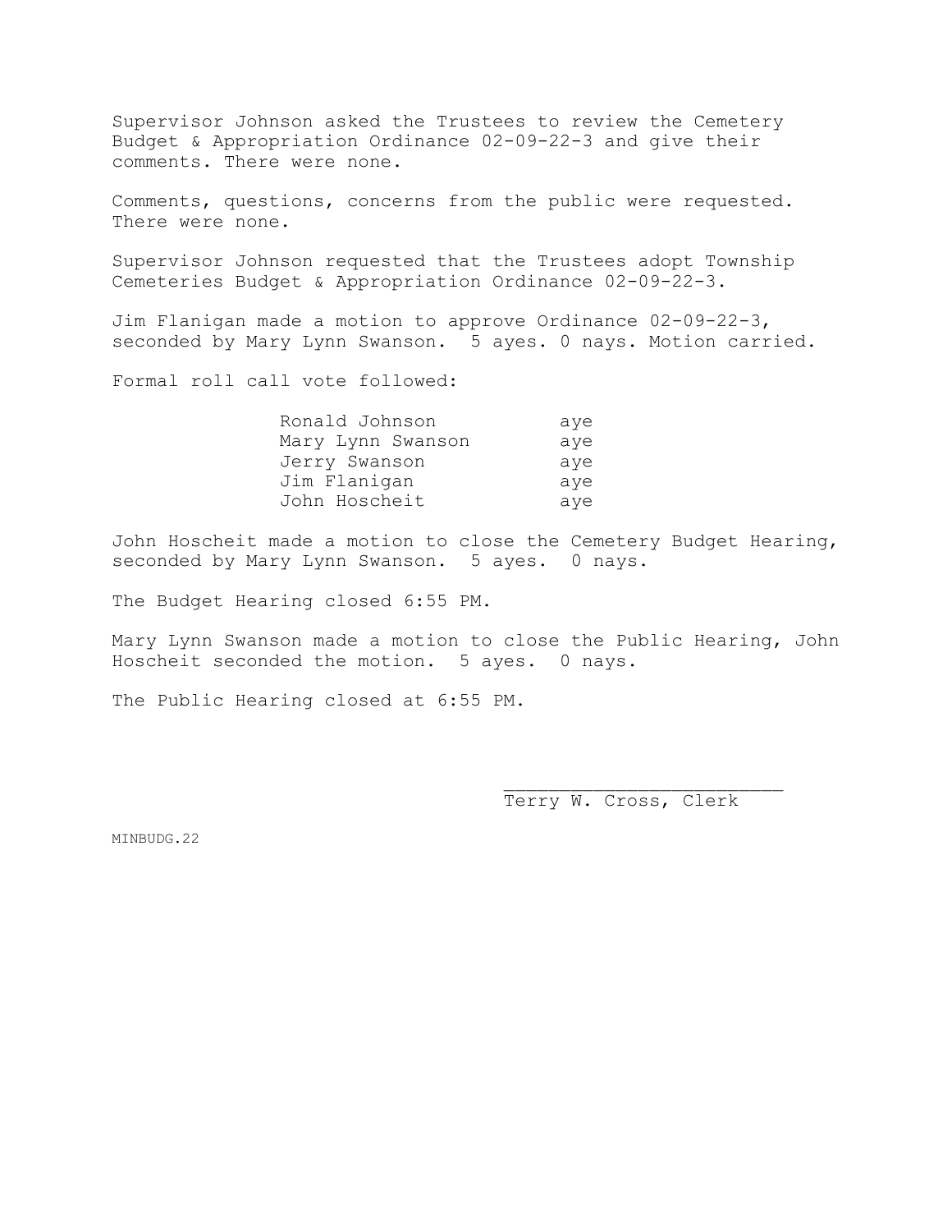Supervisor Johnson asked the Trustees to review the Cemetery Budget & Appropriation Ordinance 02-09-22-3 and give their comments. There were none.

Comments, questions, concerns from the public were requested. There were none.

Supervisor Johnson requested that the Trustees adopt Township Cemeteries Budget & Appropriation Ordinance 02-09-22-3.

Jim Flanigan made a motion to approve Ordinance 02-09-22-3, seconded by Mary Lynn Swanson. 5 ayes. 0 nays. Motion carried.

Formal roll call vote followed:

| | |
|---|---|
| Ronald Johnson | aye |
| Mary Lynn Swanson | aye |
| Jerry Swanson | aye |
| Jim Flanigan | aye |
| John Hoscheit | aye |

John Hoscheit made a motion to close the Cemetery Budget Hearing, seconded by Mary Lynn Swanson. 5 ayes. 0 nays.

The Budget Hearing closed 6:55 PM.

Mary Lynn Swanson made a motion to close the Public Hearing, John Hoscheit seconded the motion. 5 ayes. 0 nays.

The Public Hearing closed at 6:55 PM.

\_\_\_\_\_\_\_\_\_\_\_\_\_\_\_\_\_\_\_\_\_\_\_\_\_
Terry W. Cross, Clerk

MINBUDG.22